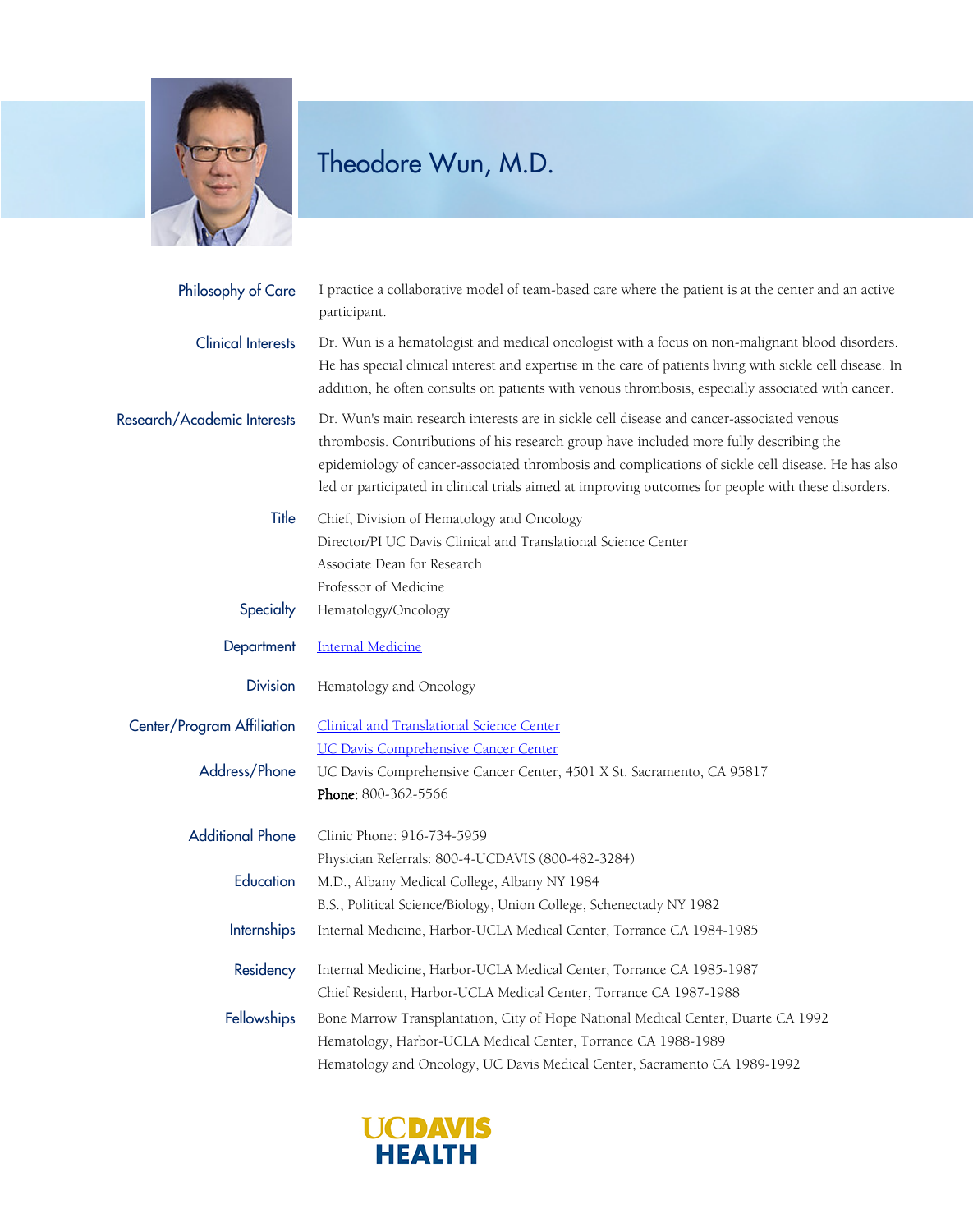# Theodore Wun, M.D.

**Philosophy of Care**
I practice a collaborative model of team-based care where the patient is at the center and an active participant.

**Clinical Interests**
Dr. Wun is a hematologist and medical oncologist with a focus on non-malignant blood disorders. He has special clinical interest and expertise in the care of patients living with sickle cell disease. In addition, he often consults on patients with venous thrombosis, especially associated with cancer.

**Research/Academic Interests**
Dr. Wun's main research interests are in sickle cell disease and cancer-associated venous thrombosis. Contributions of his research group have included more fully describing the epidemiology of cancer-associated thrombosis and complications of sickle cell disease. He has also led or participated in clinical trials aimed at improving outcomes for people with these disorders.

**Title**
Chief, Division of Hematology and Oncology
Director/PI UC Davis Clinical and Translational Science Center
Associate Dean for Research
Professor of Medicine

**Specialty**
Hematology/Oncology

**Department**
Internal Medicine

**Division**
Hematology and Oncology

**Center/Program Affiliation**
Clinical and Translational Science Center
UC Davis Comprehensive Cancer Center

**Address/Phone**
UC Davis Comprehensive Cancer Center, 4501 X St. Sacramento, CA 95817
**Phone:** 800-362-5566

**Additional Phone**
Clinic Phone: 916-734-5959
Physician Referrals: 800-4-UCDAVIS (800-482-3284)

**Education**
M.D., Albany Medical College, Albany NY 1984
B.S., Political Science/Biology, Union College, Schenectady NY 1982

**Internships**
Internal Medicine, Harbor-UCLA Medical Center, Torrance CA 1984-1985

**Residency**
Internal Medicine, Harbor-UCLA Medical Center, Torrance CA 1985-1987
Chief Resident, Harbor-UCLA Medical Center, Torrance CA 1987-1988

**Fellowships**
Bone Marrow Transplantation, City of Hope National Medical Center, Duarte CA 1992
Hematology, Harbor-UCLA Medical Center, Torrance CA 1988-1989
Hematology and Oncology, UC Davis Medical Center, Sacramento CA 1989-1992

UC DAVIS HEALTH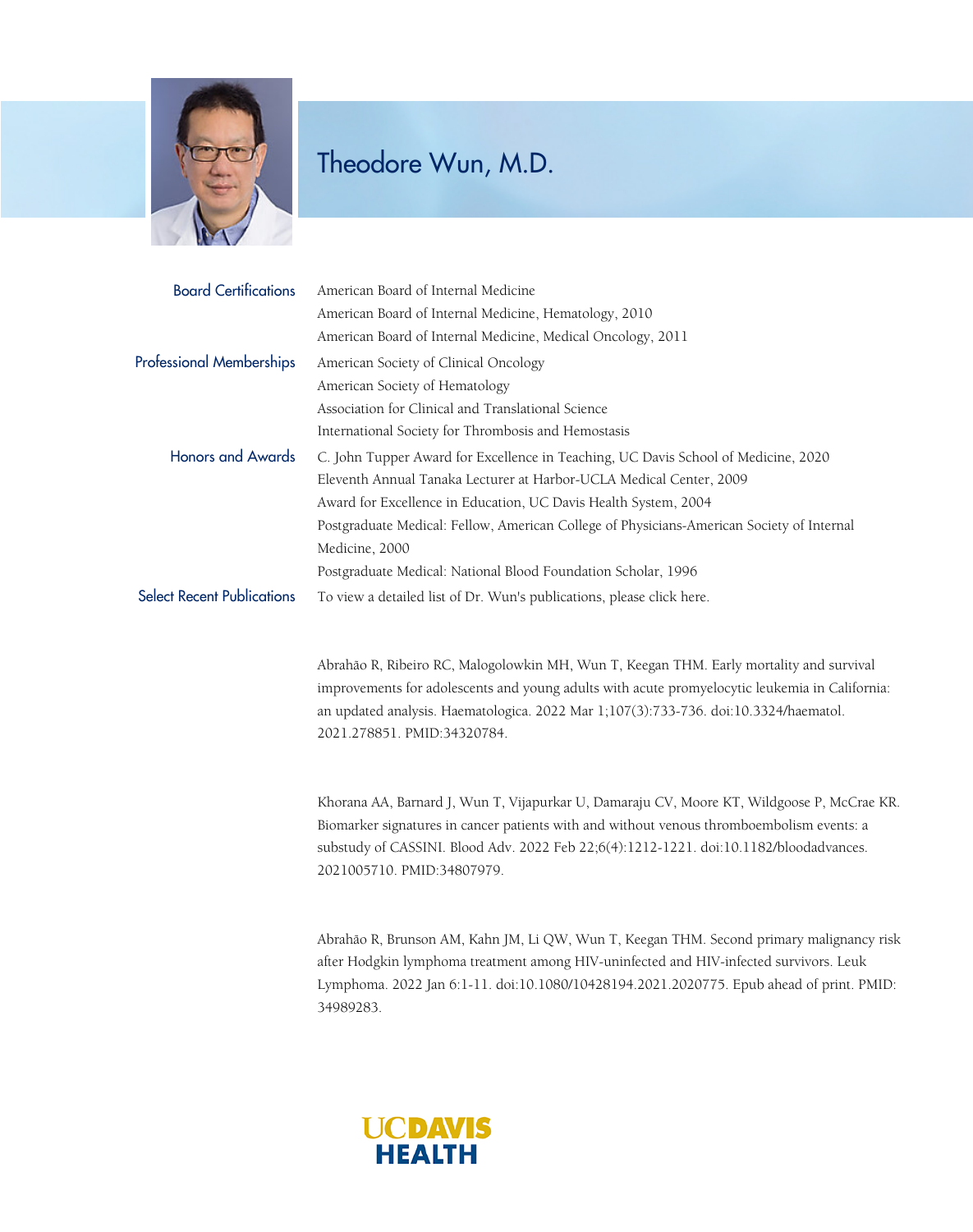# Theodore Wun, M.D.

**Board Certifications**

American Board of Internal Medicine
American Board of Internal Medicine, Hematology, 2010
American Board of Internal Medicine, Medical Oncology, 2011

**Professional Memberships**

American Society of Clinical Oncology
American Society of Hematology
Association for Clinical and Translational Science
International Society for Thrombosis and Hemostasis

**Honors and Awards**

C. John Tupper Award for Excellence in Teaching, UC Davis School of Medicine, 2020
Eleventh Annual Tanaka Lecturer at Harbor-UCLA Medical Center, 2009
Award for Excellence in Education, UC Davis Health System, 2004
Postgraduate Medical: Fellow, American College of Physicians-American Society of Internal Medicine, 2000
Postgraduate Medical: National Blood Foundation Scholar, 1996

**Select Recent Publications**

To view a detailed list of Dr. Wun's publications, please click here.

Abrahão R, Ribeiro RC, Malogolowkin MH, Wun T, Keegan THM. Early mortality and survival improvements for adolescents and young adults with acute promyelocytic leukemia in California: an updated analysis. Haematologica. 2022 Mar 1;107(3):733-736. doi:10.3324/haematol.2021.278851. PMID:34320784.

Khorana AA, Barnard J, Wun T, Vijapurkar U, Damaraju CV, Moore KT, Wildgoose P, McCrae KR. Biomarker signatures in cancer patients with and without venous thromboembolism events: a substudy of CASSINI. Blood Adv. 2022 Feb 22;6(4):1212-1221. doi:10.1182/bloodadvances.2021005710. PMID:34807979.

Abrahão R, Brunson AM, Kahn JM, Li QW, Wun T, Keegan THM. Second primary malignancy risk after Hodgkin lymphoma treatment among HIV-uninfected and HIV-infected survivors. Leuk Lymphoma. 2022 Jan 6:1-11. doi:10.1080/10428194.2021.2020775. Epub ahead of print. PMID: 34989283.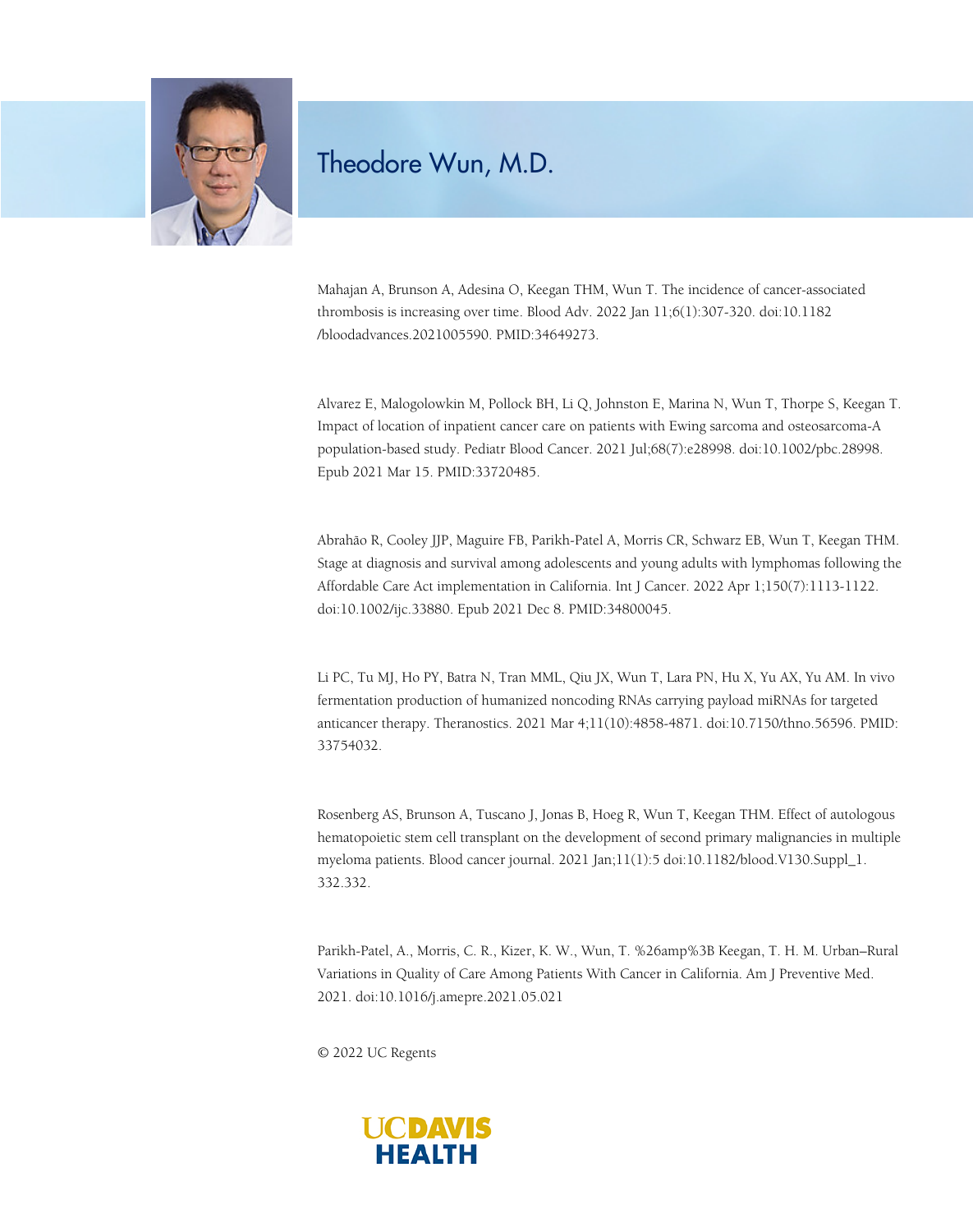# Theodore Wun, M.D.

Mahajan A, Brunson A, Adesina O, Keegan THM, Wun T. The incidence of cancer-associated thrombosis is increasing over time. Blood Adv. 2022 Jan 11;6(1):307-320. doi:10.1182/bloodadvances.2021005590. PMID:34649273.

Alvarez E, Malogolowkin M, Pollock BH, Li Q, Johnston E, Marina N, Wun T, Thorpe S, Keegan T. Impact of location of inpatient cancer care on patients with Ewing sarcoma and osteosarcoma-A population-based study. Pediatr Blood Cancer. 2021 Jul;68(7):e28998. doi:10.1002/pbc.28998. Epub 2021 Mar 15. PMID:33720485.

Abrahão R, Cooley JJP, Maguire FB, Parikh-Patel A, Morris CR, Schwarz EB, Wun T, Keegan THM. Stage at diagnosis and survival among adolescents and young adults with lymphomas following the Affordable Care Act implementation in California. Int J Cancer. 2022 Apr 1;150(7):1113-1122. doi:10.1002/ijc.33880. Epub 2021 Dec 8. PMID:34800045.

Li PC, Tu MJ, Ho PY, Batra N, Tran MML, Qiu JX, Wun T, Lara PN, Hu X, Yu AX, Yu AM. In vivo fermentation production of humanized noncoding RNAs carrying payload miRNAs for targeted anticancer therapy. Theranostics. 2021 Mar 4;11(10):4858-4871. doi:10.7150/thno.56596. PMID: 33754032.

Rosenberg AS, Brunson A, Tuscano J, Jonas B, Hoeg R, Wun T, Keegan THM. Effect of autologous hematopoietic stem cell transplant on the development of second primary malignancies in multiple myeloma patients. Blood cancer journal. 2021 Jan;11(1):5 doi:10.1182/blood.V130.Suppl_1.332.332.

Parikh-Patel, A., Morris, C. R., Kizer, K. W., Wun, T. %26amp%3B Keegan, T. H. M. Urban–Rural Variations in Quality of Care Among Patients With Cancer in California. Am J Preventive Med. 2021. doi:10.1016/j.amepre.2021.05.021

© 2022 UC Regents

UC DAVIS HEALTH